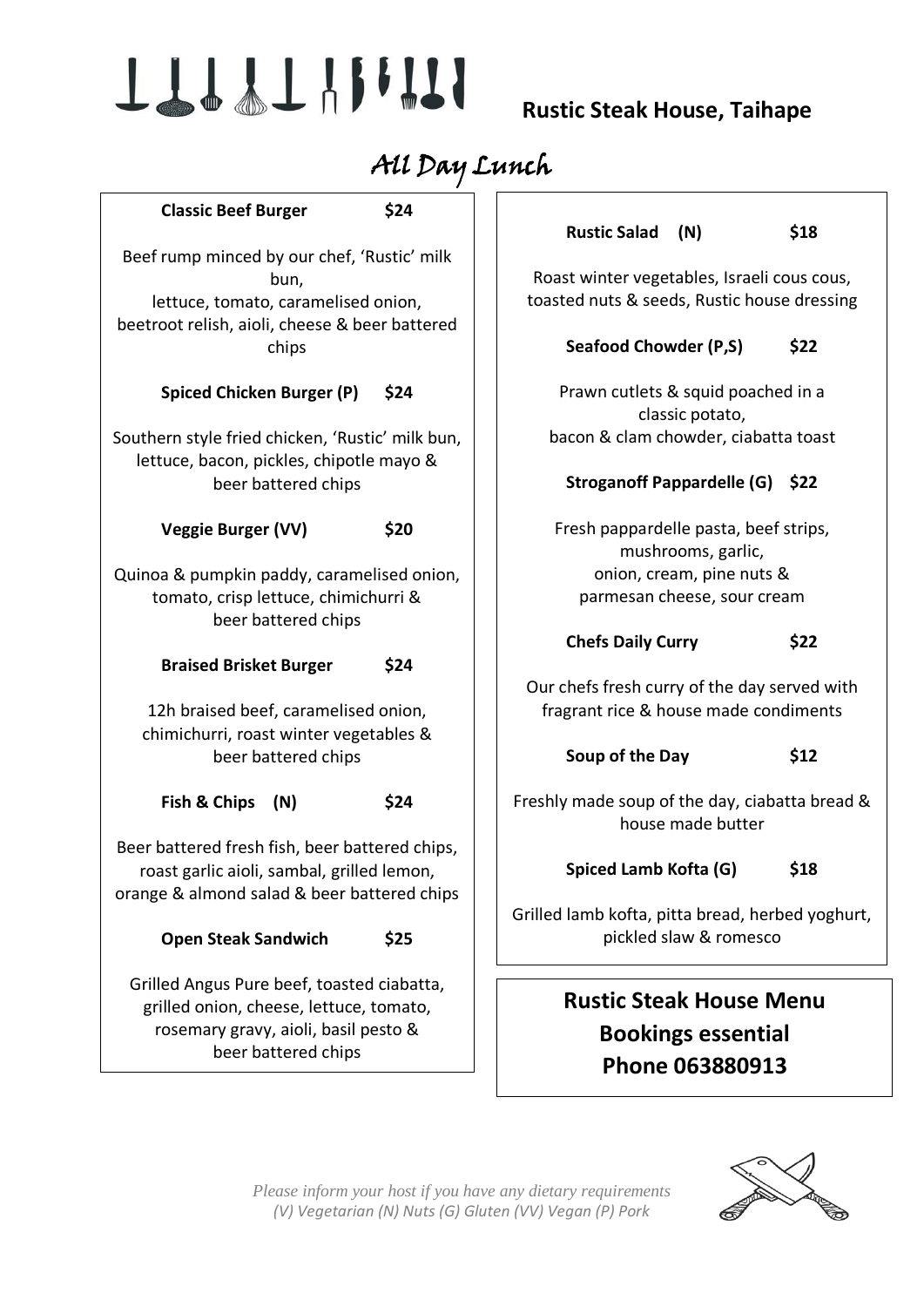## Rustic Steak House, Taihape

# All Day Lunch

**Classic Beef Burger** **$24**

Beef rump minced by our chef, 'Rustic' milk bun,
lettuce, tomato, caramelised onion,
beetroot relish, aioli, cheese & beer battered chips

**Spiced Chicken Burger (P)** **$24**

Southern style fried chicken, 'Rustic' milk bun,
lettuce, bacon, pickles, chipotle mayo &
beer battered chips

**Veggie Burger (VV)** **$20**

Quinoa & pumpkin paddy, caramelised onion,
tomato, crisp lettuce, chimichurri &
beer battered chips

**Braised Brisket Burger** **$24**

12h braised beef, caramelised onion,
chimichurri, roast winter vegetables &
beer battered chips

**Fish & Chips (N)** **$24**

Beer battered fresh fish, beer battered chips,
roast garlic aioli, sambal, grilled lemon,
orange & almond salad & beer battered chips

**Open Steak Sandwich** **$25**

Grilled Angus Pure beef, toasted ciabatta,
grilled onion, cheese, lettuce, tomato,
rosemary gravy, aioli, basil pesto &
beer battered chips

**Rustic Salad (N)** **$18**

Roast winter vegetables, Israeli cous cous,
toasted nuts & seeds, Rustic house dressing

**Seafood Chowder (P,S)** **$22**

Prawn cutlets & squid poached in a classic potato,
bacon & clam chowder, ciabatta toast

**Stroganoff Pappardelle (G)** **$22**

Fresh pappardelle pasta, beef strips,
mushrooms, garlic,
onion, cream, pine nuts &
parmesan cheese, sour cream

**Chefs Daily Curry** **$22**

Our chefs fresh curry of the day served with
fragrant rice & house made condiments

**Soup of the Day** **$12**

Freshly made soup of the day, ciabatta bread &
house made butter

**Spiced Lamb Kofta (G)** **$18**

Grilled lamb kofta, pitta bread, herbed yoghurt,
pickled slaw & romesco

**Rustic Steak House Menu**
**Bookings essential**
**Phone 063880913**

*Please inform your host if you have any dietary requirements*
*(V) Vegetarian (N) Nuts (G) Gluten (VV) Vegan (P) Pork*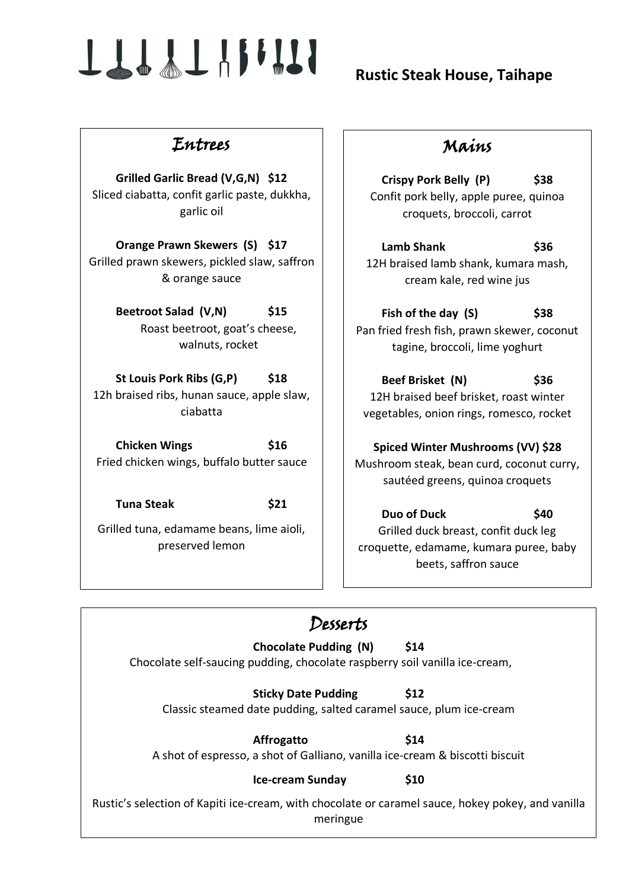**Rustic Steak House, Taihape**

## Entrees

**Grilled Garlic Bread (V,G,N) $12**
Sliced ciabatta, confit garlic paste, dukkha, garlic oil

**Orange Prawn Skewers (S) $17**
Grilled prawn skewers, pickled slaw, saffron & orange sauce

**Beetroot Salad (V,N) $15**
Roast beetroot, goat's cheese, walnuts, rocket

**St Louis Pork Ribs (G,P) $18**
12h braised ribs, hunan sauce, apple slaw, ciabatta

**Chicken Wings $16**
Fried chicken wings, buffalo butter sauce

**Tuna Steak $21**
Grilled tuna, edamame beans, lime aioli, preserved lemon

## Mains

**Crispy Pork Belly (P) $38**
Confit pork belly, apple puree, quinoa croquets, broccoli, carrot

**Lamb Shank $36**
12H braised lamb shank, kumara mash, cream kale, red wine jus

**Fish of the day (S) $38**
Pan fried fresh fish, prawn skewer, coconut tagine, broccoli, lime yoghurt

**Beef Brisket (N) $36**
12H braised beef brisket, roast winter vegetables, onion rings, romesco, rocket

**Spiced Winter Mushrooms (VV) $28**
Mushroom steak, bean curd, coconut curry, sautéed greens, quinoa croquets

**Duo of Duck $40**
Grilled duck breast, confit duck leg croquette, edamame, kumara puree, baby beets, saffron sauce

## Desserts

**Chocolate Pudding (N) $14**
Chocolate self-saucing pudding, chocolate raspberry soil vanilla ice-cream,

**Sticky Date Pudding $12**
Classic steamed date pudding, salted caramel sauce, plum ice-cream

**Affrogatto $14**
A shot of espresso, a shot of Galliano, vanilla ice-cream & biscotti biscuit

**Ice-cream Sunday $10**
Rustic's selection of Kapiti ice-cream, with chocolate or caramel sauce, hokey pokey, and vanilla meringue